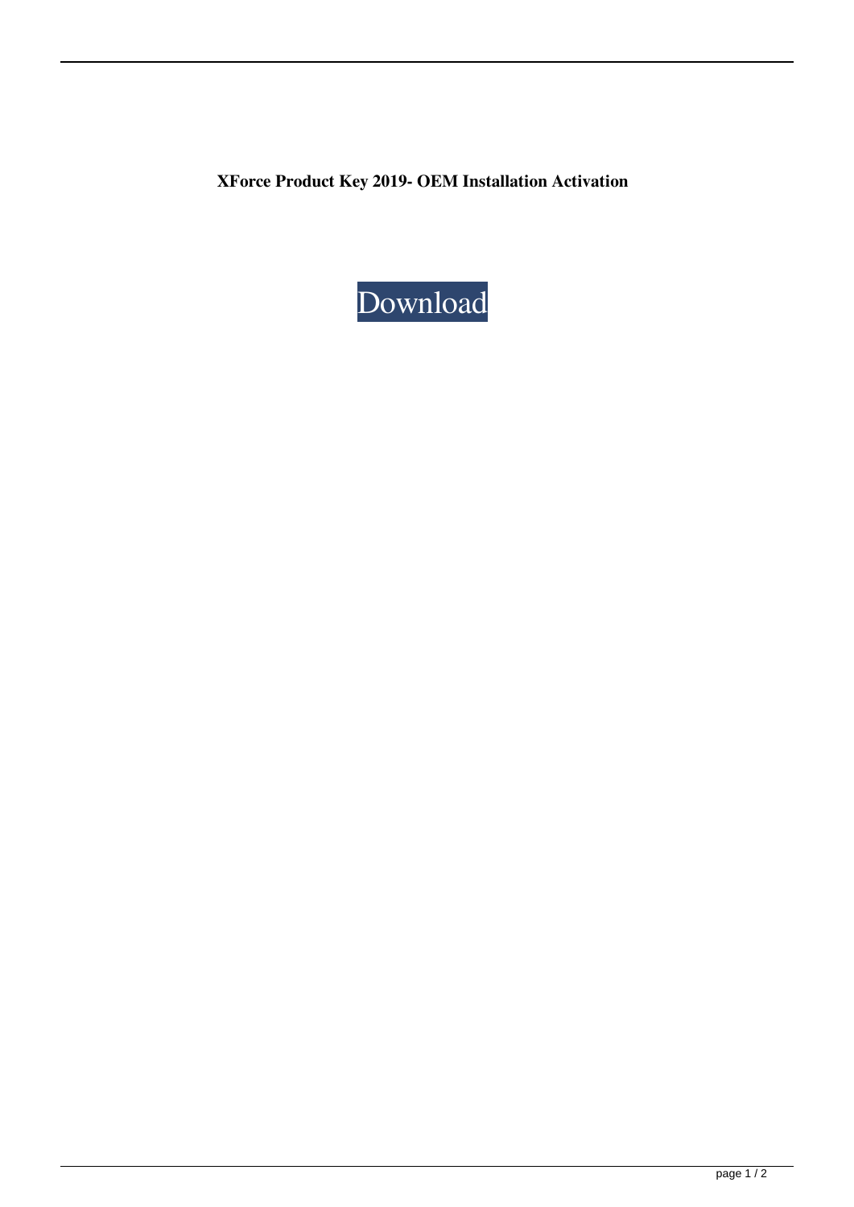**XForce Product Key 2019- OEM Installation Activation**

Download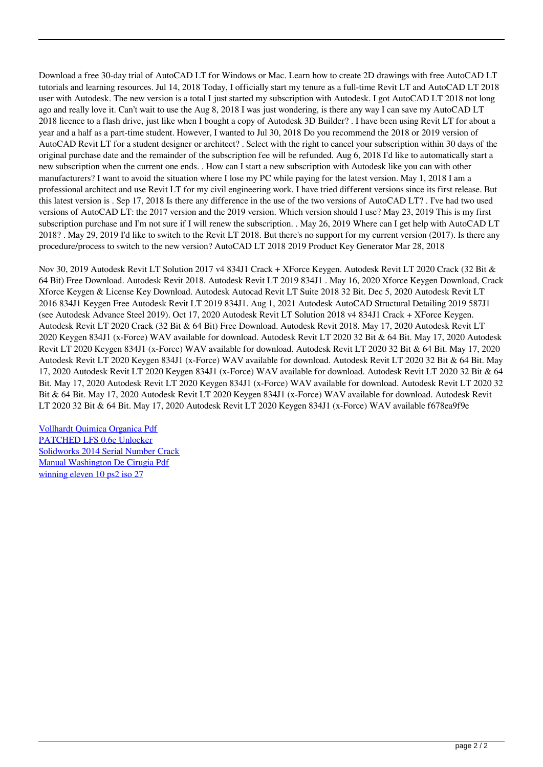Download a free 30-day trial of AutoCAD LT for Windows or Mac. Learn how to create 2D drawings with free AutoCAD LT tutorials and learning resources. Jul 14, 2018 Today, I officially start my tenure as a full-time Revit LT and AutoCAD LT 2018 user with Autodesk. The new version is a total I just started my subscription with Autodesk. I got AutoCAD LT 2018 not long ago and really love it. Can't wait to use the Aug 8, 2018 I was just wondering, is there any way I can save my AutoCAD LT 2018 licence to a flash drive, just like when I bought a copy of Autodesk 3D Builder? . I have been using Revit LT for about a year and a half as a part-time student. However, I wanted to Jul 30, 2018 Do you recommend the 2018 or 2019 version of AutoCAD Revit LT for a student designer or architect? . Select with the right to cancel your subscription within 30 days of the original purchase date and the remainder of the subscription fee will be refunded. Aug 6, 2018 I'd like to automatically start a new subscription when the current one ends. . How can I start a new subscription with Autodesk like you can with other manufacturers? I want to avoid the situation where I lose my PC while paying for the latest version. May 1, 2018 I am a professional architect and use Revit LT for my civil engineering work. I have tried different versions since its first release. But this latest version is . Sep 17, 2018 Is there any difference in the use of the two versions of AutoCAD LT? . I've had two used versions of AutoCAD LT: the 2017 version and the 2019 version. Which version should I use? May 23, 2019 This is my first subscription purchase and I'm not sure if I will renew the subscription. . May 26, 2019 Where can I get help with AutoCAD LT 2018? . May 29, 2019 I'd like to switch to the Revit LT 2018. But there's no support for my current version (2017). Is there any procedure/process to switch to the new version? AutoCAD LT 2018 2019 Product Key Generator Mar 28, 2018

Nov 30, 2019 Autodesk Revit LT Solution 2017 v4 834J1 Crack + XForce Keygen. Autodesk Revit LT 2020 Crack (32 Bit & 64 Bit) Free Download. Autodesk Revit 2018. Autodesk Revit LT 2019 834J1 . May 16, 2020 Xforce Keygen Download, Crack Xforce Keygen & License Key Download. Autodesk Autocad Revit LT Suite 2018 32 Bit. Dec 5, 2020 Autodesk Revit LT 2016 834J1 Keygen Free Autodesk Revit LT 2019 834J1. Aug 1, 2021 Autodesk AutoCAD Structural Detailing 2019 587J1 (see Autodesk Advance Steel 2019). Oct 17, 2020 Autodesk Revit LT Solution 2018 v4 834J1 Crack + XForce Keygen. Autodesk Revit LT 2020 Crack (32 Bit & 64 Bit) Free Download. Autodesk Revit 2018. May 17, 2020 Autodesk Revit LT 2020 Keygen 834J1 (x-Force) WAV available for download. Autodesk Revit LT 2020 32 Bit & 64 Bit. May 17, 2020 Autodesk Revit LT 2020 Keygen 834J1 (x-Force) WAV available for download. Autodesk Revit LT 2020 32 Bit & 64 Bit. May 17, 2020 Autodesk Revit LT 2020 Keygen 834J1 (x-Force) WAV available for download. Autodesk Revit LT 2020 32 Bit & 64 Bit. May 17, 2020 Autodesk Revit LT 2020 Keygen 834J1 (x-Force) WAV available for download. Autodesk Revit LT 2020 32 Bit & 64 Bit. May 17, 2020 Autodesk Revit LT 2020 Keygen 834J1 (x-Force) WAV available for download. Autodesk Revit LT 2020 32 Bit & 64 Bit. May 17, 2020 Autodesk Revit LT 2020 Keygen 834J1 (x-Force) WAV available for download. Autodesk Revit LT 2020 32 Bit & 64 Bit. May 17, 2020 Autodesk Revit LT 2020 Keygen 834J1 (x-Force) WAV available f678ea9f9e

Vollhardt Quimica Organica Pdf
PATCHED LFS 0.6e Unlocker
Solidworks 2014 Serial Number Crack
Manual Washington De Cirugia Pdf
winning eleven 10 ps2 iso 27